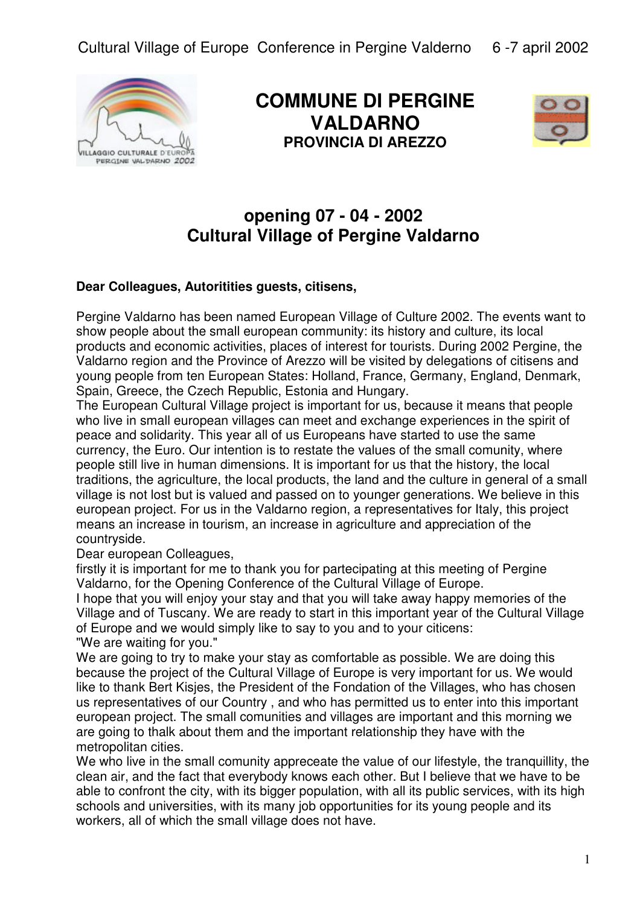# COMMUNE DI PERGINE VALDARNO

**PROVINCIA DI AREZZO**

## opening 07 - 04 - 2002
## Cultural Village of Pergine Valdarno

**Dear Colleagues, Autoritities guests, citisens,**

Pergine Valdarno has been named European Village of Culture 2002. The events want to show people about the small european community: its history and culture, its local products and economic activities, places of interest for tourists. During 2002 Pergine, the Valdarno region and the Province of Arezzo will be visited by delegations of citisens and young people from ten European States: Holland, France, Germany, England, Denmark, Spain, Greece, the Czech Republic, Estonia and Hungary.
The European Cultural Village project is important for us, because it means that people who live in small european villages can meet and exchange experiences in the spirit of peace and solidarity. This year all of us Europeans have started to use the same currency, the Euro. Our intention is to restate the values of the small comunity, where people still live in human dimensions. It is important for us that the history, the local traditions, the agriculture, the local products, the land and the culture in general of a small village is not lost but is valued and passed on to younger generations. We believe in this european project. For us in the Valdarno region, a representatives for Italy, this project means an increase in tourism, an increase in agriculture and appreciation of the countryside.
Dear european Colleagues,
firstly it is important for me to thank you for partecipating at this meeting of Pergine Valdarno, for the Opening Conference of the Cultural Village of Europe.
I hope that you will enjoy your stay and that you will take away happy memories of the Village and of Tuscany. We are ready to start in this important year of the Cultural Village of Europe and we would simply like to say to you and to your citicens:
"We are waiting for you."
We are going to try to make your stay as comfortable as possible. We are doing this because the project of the Cultural Village of Europe is very important for us. We would like to thank Bert Kisjes, the President of the Fondation of the Villages, who has chosen us representatives of our Country , and who has permitted us to enter into this important european project. The small comunities and villages are important and this morning we are going to thalk about them and the important relationship they have with the metropolitan cities.
We who live in the small comunity appreceate the value of our lifestyle, the tranquillity, the clean air, and the fact that everybody knows each other. But I believe that we have to be able to confront the city, with its bigger population, with all its public services, with its high schools and universities, with its many job opportunities for its young people and its workers, all of which the small village does not have.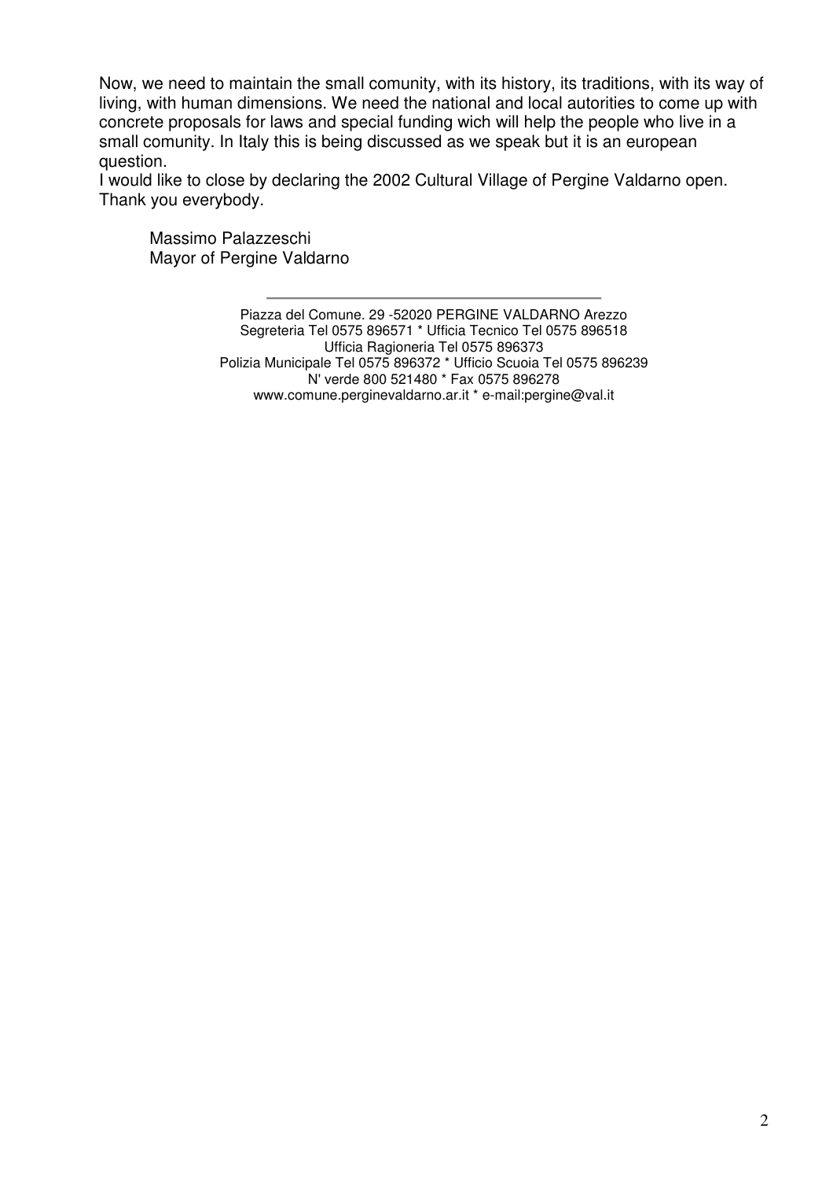Now, we need to maintain the small comunity, with its history, its traditions, with its way of living, with human dimensions. We need the national and local autorities to come up with concrete proposals for laws and special funding wich will help the people who live in a small comunity. In Italy this is being discussed as we speak but it is an european question.

I would like to close by declaring the 2002 Cultural Village of Pergine Valdarno open. Thank you everybody.

Massimo Palazzeschi
Mayor of Pergine Valdarno

---

Piazza del Comune. 29 -52020 PERGINE VALDARNO Arezzo
Segreteria Tel 0575 896571 * Ufficia Tecnico Tel 0575 896518
Ufficia Ragioneria Tel 0575 896373
Polizia Municipale Tel 0575 896372 * Ufficio Scuoia Tel 0575 896239
N' verde 800 521480 * Fax 0575 896278
www.comune.perginevaldarno.ar.it * e-mail:pergine@val.it